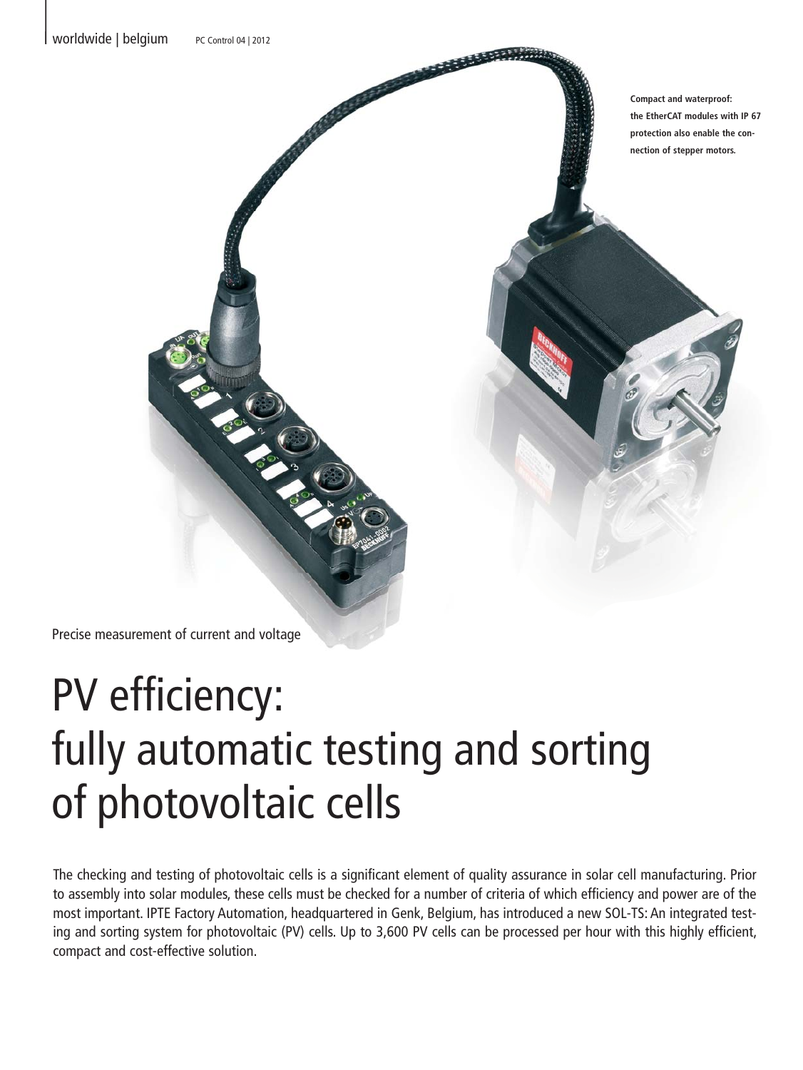Compact and waterproof: the EtherCAT modules with IP 67 protection also enable the connection of stepper motors.

Precise measurement of current and voltage

# PV efficiency: fully automatic testing and sorting of photovoltaic cells

The checking and testing of photovoltaic cells is a significant element of quality assurance in solar cell manufacturing. Prior to assembly into solar modules, these cells must be checked for a number of criteria of which efficiency and power are of the most important. IPTE Factory Automation, headquartered in Genk, Belgium, has introduced a new SOL-TS: An integrated testing and sorting system for photovoltaic (PV) cells. Up to 3,600 PV cells can be processed per hour with this highly efficient, compact and cost-effective solution.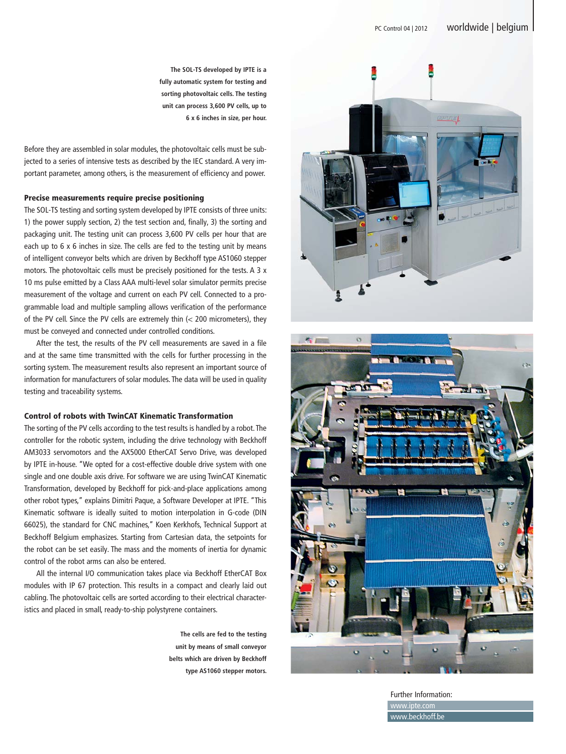The SOL-TS developed by IPTE is a fully automatic system for testing and sorting photovoltaic cells. The testing unit can process 3,600 PV cells, up to 6 x 6 inches in size, per hour.

Before they are assembled in solar modules, the photovoltaic cells must be subjected to a series of intensive tests as described by the IEC standard. A very important parameter, among others, is the measurement of efficiency and power.

### Precise measurements require precise positioning

The SOL-TS testing and sorting system developed by IPTE consists of three units: 1) the power supply section, 2) the test section and, finally, 3) the sorting and packaging unit. The testing unit can process 3,600 PV cells per hour that are each up to 6 x 6 inches in size. The cells are fed to the testing unit by means of intelligent conveyor belts which are driven by Beckhoff type AS1060 stepper motors. The photovoltaic cells must be precisely positioned for the tests. A 3 x 10 ms pulse emitted by a Class AAA multi-level solar simulator permits precise measurement of the voltage and current on each PV cell. Connected to a programmable load and multiple sampling allows verification of the performance of the PV cell. Since the PV cells are extremely thin (< 200 micrometers), they must be conveyed and connected under controlled conditions.

After the test, the results of the PV cell measurements are saved in a file and at the same time transmitted with the cells for further processing in the sorting system. The measurement results also represent an important source of information for manufacturers of solar modules. The data will be used in quality testing and traceability systems.

### Control of robots with TwinCAT Kinematic Transformation

The sorting of the PV cells according to the test results is handled by a robot. The controller for the robotic system, including the drive technology with Beckhoff AM3033 servomotors and the AX5000 EtherCAT Servo Drive, was developed by IPTE in-house. "We opted for a cost-effective double drive system with one single and one double axis drive. For software we are using TwinCAT Kinematic Transformation, developed by Beckhoff for pick-and-place applications among other robot types," explains Dimitri Paque, a Software Developer at IPTE. "This Kinematic software is ideally suited to motion interpolation in G-code (DIN 66025), the standard for CNC machines," Koen Kerkhofs, Technical Support at Beckhoff Belgium emphasizes. Starting from Cartesian data, the setpoints for the robot can be set easily. The mass and the moments of inertia for dynamic control of the robot arms can also be entered.

All the internal I/O communication takes place via Beckhoff EtherCAT Box modules with IP 67 protection. This results in a compact and clearly laid out cabling. The photovoltaic cells are sorted according to their electrical characteristics and placed in small, ready-to-ship polystyrene containers.

The cells are fed to the testing unit by means of small conveyor belts which are driven by Beckhoff type AS1060 stepper motors.

Further Information:
www.ipte.com
www.beckhoff.be